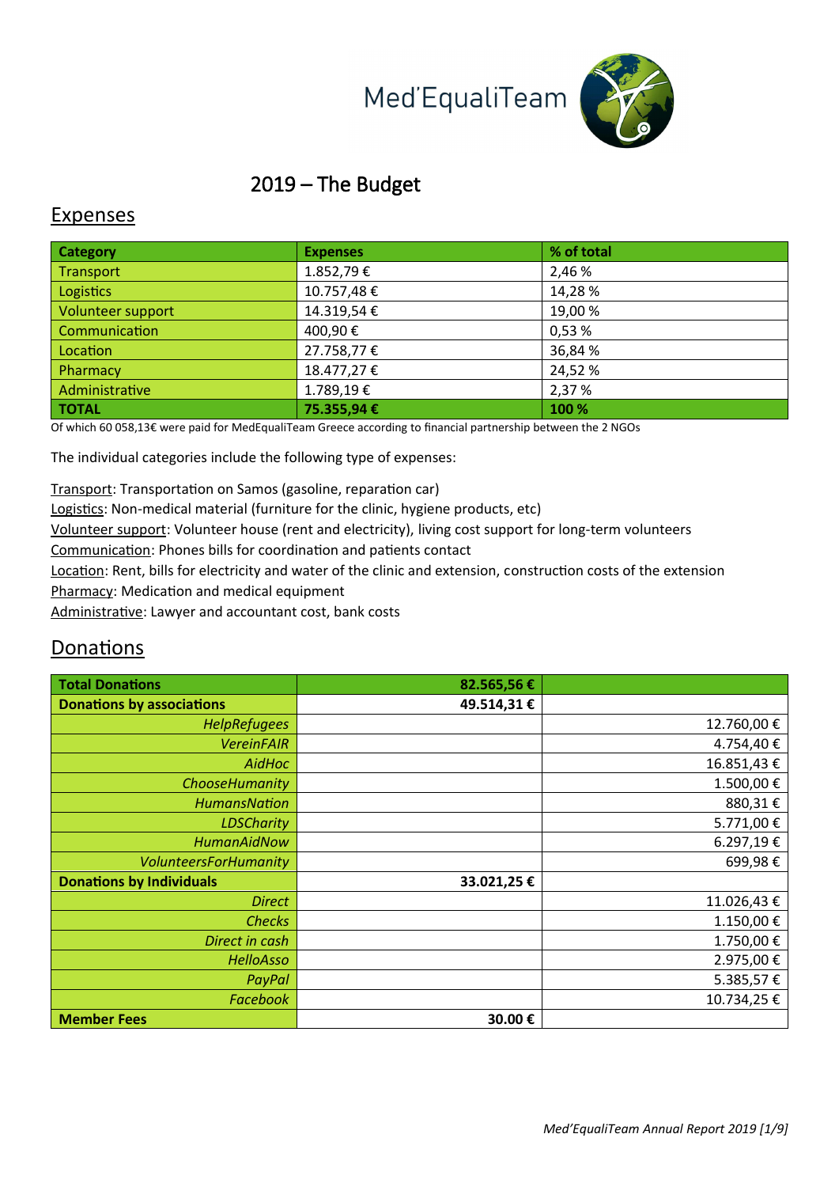Med'EqualiTeam

# 2019 – The Budget

## Expenses

| Category | Expenses | % of total |
|---|---|---|
| Transport | 1.852,79 € | 2,46 % |
| Logistics | 10.757,48 € | 14,28 % |
| Volunteer support | 14.319,54 € | 19,00 % |
| Communication | 400,90 € | 0,53 % |
| Location | 27.758,77 € | 36,84 % |
| Pharmacy | 18.477,27 € | 24,52 % |
| Administrative | 1.789,19 € | 2,37 % |
| **TOTAL** | **75.355,94 €** | **100 %** |

Of which 60 058,13€ were paid for MedEqualiTeam Greece according to financial partnership between the 2 NGOs

The individual categories include the following type of expenses:

Transport: Transportation on Samos (gasoline, reparation car)
Logistics: Non-medical material (furniture for the clinic, hygiene products, etc)
Volunteer support: Volunteer house (rent and electricity), living cost support for long-term volunteers
Communication: Phones bills for coordination and patients contact
Location: Rent, bills for electricity and water of the clinic and extension, construction costs of the extension
Pharmacy: Medication and medical equipment
Administrative: Lawyer and accountant cost, bank costs

## Donations

| **Total Donations** | **82.565,56 €** | |
|---|---|---|
| **Donations by associations** | **49.514,31 €** | |
| *HelpRefugees* | | 12.760,00 € |
| *VereinFAIR* | | 4.754,40 € |
| *AidHoc* | | 16.851,43 € |
| *ChooseHumanity* | | 1.500,00 € |
| *HumansNation* | | 880,31 € |
| *LDSCharity* | | 5.771,00 € |
| *HumanAidNow* | | 6.297,19 € |
| *VolunteersForHumanity* | | 699,98 € |
| **Donations by Individuals** | **33.021,25 €** | |
| *Direct* | | 11.026,43 € |
| *Checks* | | 1.150,00 € |
| *Direct in cash* | | 1.750,00 € |
| *HelloAsso* | | 2.975,00 € |
| *PayPal* | | 5.385,57 € |
| *Facebook* | | 10.734,25 € |
| **Member Fees** | **30.00 €** | |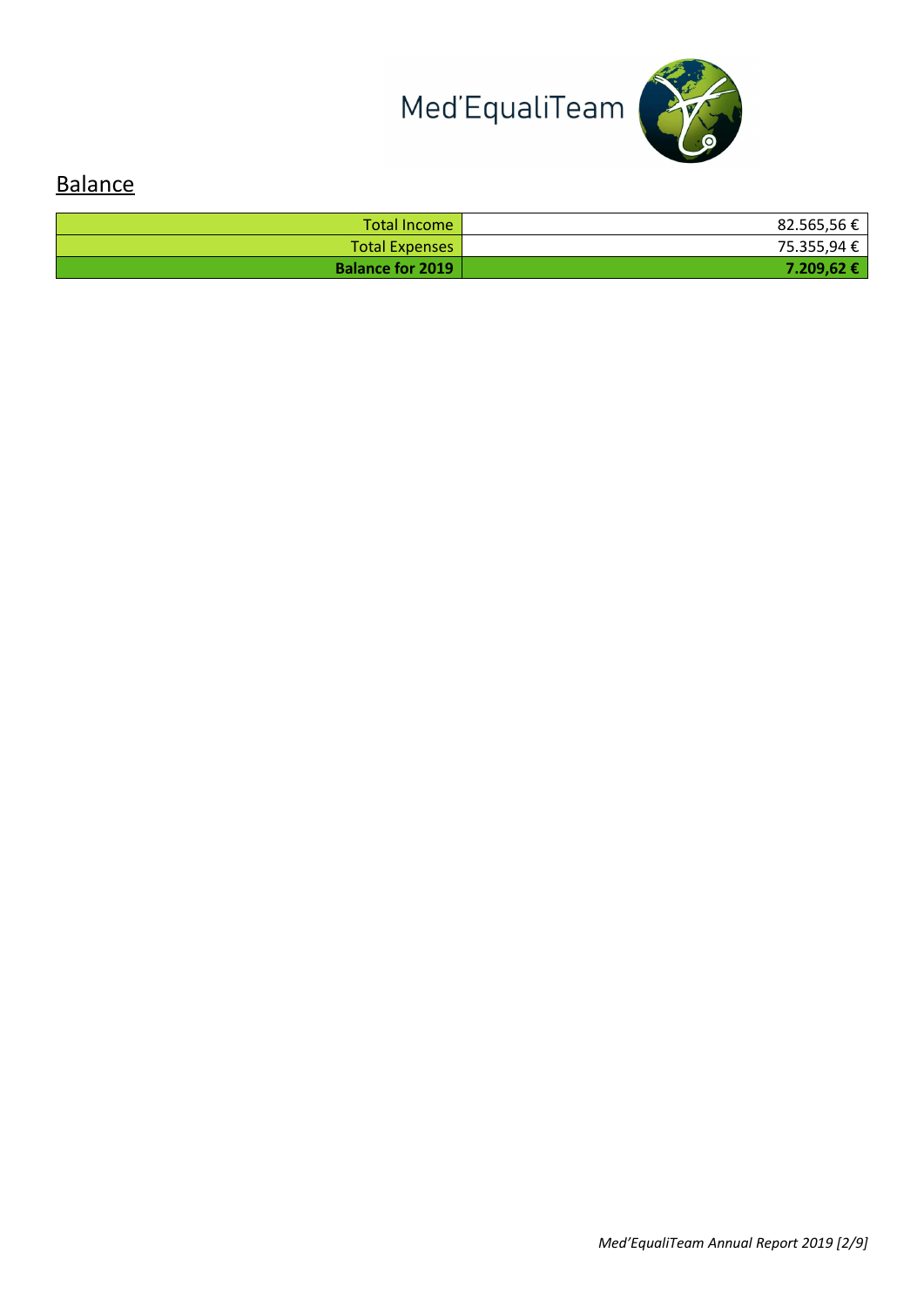Med'EqualiTeam

## Balance

| | |
|---|---|
| Total Income | 82.565,56 € |
| Total Expenses | 75.355,94 € |
| **Balance for 2019** | **7.209,62 €** |